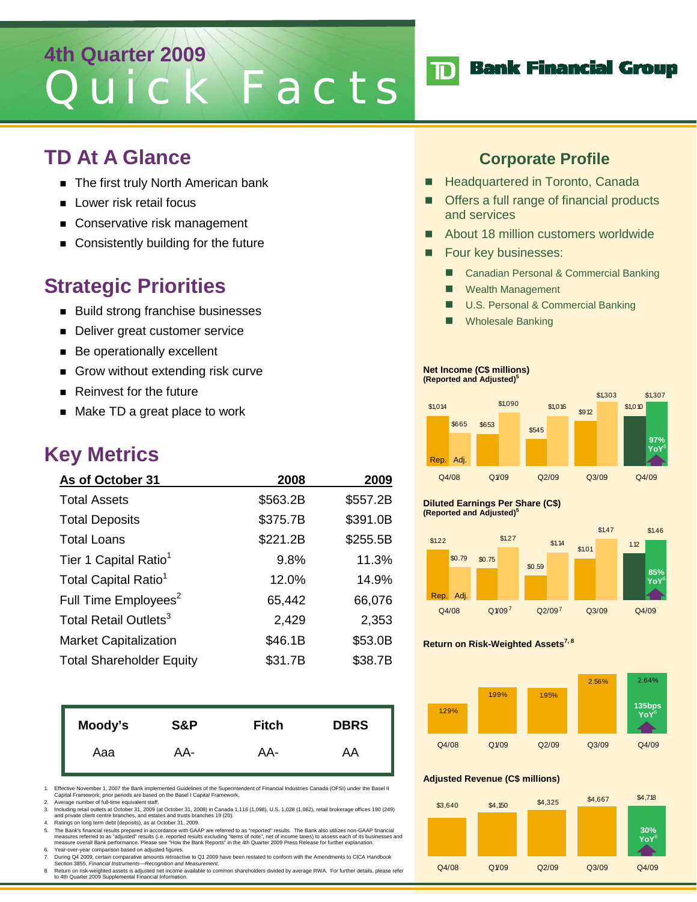# 4th Quarter 2009 Quick Facts

TD Bank Financial Group

## TD At A Glance

- The first truly North American bank
- Lower risk retail focus
- Conservative risk management
- Consistently building for the future

## Strategic Priorities

- Build strong franchise businesses
- Deliver great customer service
- Be operationally excellent
- Grow without extending risk curve
- Reinvest for the future
- Make TD a great place to work

## Key Metrics

| As of October 31 | 2008 | 2009 |
|---|---|---|
| Total Assets | $563.2B | $557.2B |
| Total Deposits | $375.7B | $391.0B |
| Total Loans | $221.2B | $255.5B |
| Tier 1 Capital Ratio[1] | 9.8% | 11.3% |
| Total Capital Ratio[1] | 12.0% | 14.9% |
| Full Time Employees[2] | 65,442 | 66,076 |
| Total Retail Outlets[3] | 2,429 | 2,353 |
| Market Capitalization | $46.1B | $53.0B |
| Total Shareholder Equity | $31.7B | $38.7B |

| Moody's | S&P | Fitch | DBRS |
|---|---|---|---|
| Aaa | AA- | AA- | AA |

1. Effective November 1, 2007 the Bank implemented Guidelines of the Superintendent of Financial Industries Canada (OFSI) under the Basel II Capital Framework; prior periods are based on the Basel I Capital Framework.
2. Average number of full-time equivalent staff.
3. Including retail outlets at October 31, 2009 (at October 31, 2008) in Canada 1,116 (1,098), U.S. 1,028 (1,062), retail brokerage offices 190 (249) and private client centre branches, and estates and trusts branches 19 (20).
4. Ratings on long term debt (deposits), as at October 31, 2009.
5. The Bank's financial results prepared in accordance with GAAP are referred to as "reported" results. The Bank also utilizes non-GAAP financial measures referred to as "adjusted" results (i.e. reported results excluding "items of note", net of income taxes) to assess each of its businesses and measure overall Bank performance. Please see "How the Bank Reports" in the 4th Quarter 2009 Press Release for further explanation.
6. Year-over-year comparison based on adjusted figures.
7. During Q4 2009, certain comparative amounts retroactive to Q1 2009 have been restated to conform with the Amendments to CICA Handbook Section 3855, *Financial Instruments—Recognition and Measurement*.
8. Return on risk-weighted assets is adjusted net income available to common shareholders divided by average RWA. For further details, please refer to 4th Quarter 2009 Supplemental Financial Information.

## Corporate Profile

- Headquartered in Toronto, Canada
- Offers a full range of financial products and services
- About 18 million customers worldwide
- Four key businesses:
  - Canadian Personal & Commercial Banking
  - Wealth Management
  - U.S. Personal & Commercial Banking
  - Wholesale Banking

**Net Income (C$ millions) (Reported and Adjusted)[5]**

| | Q4/08 | Q1/09 | Q2/09 | Q3/09 | Q4/09 |
|---|---|---|---|---|---|
| Rep. | $1,014 | $653 | $545 | $912 | $1,010 |
| Adj. | $665 | $1,090 | $1,016 | $1,303 | $1,307 |

Q4/09: 97% YoY[6]

**Diluted Earnings Per Share (C$) (Reported and Adjusted)[5]**

| | Q4/08 | Q1/09[7] | Q2/09[7] | Q3/09 | Q4/09 |
|---|---|---|---|---|---|
| Rep. | $1.22 | $0.75 | $0.59 | $1.01 | 1.12 |
| Adj. | $0.79 | $1.27 | $1.14 | $1.47 | $1.46 |

Q4/09: 85% YoY[6]

**Return on Risk-Weighted Assets[7, 8]**

| Q4/08 | Q1/09 | Q2/09 | Q3/09 | Q4/09 |
|---|---|---|---|---|
| 1.29% | 1.99% | 1.95% | 2.56% | 2.64% |

Q4/09: 135bps YoY[6]

**Adjusted Revenue (C$ millions)**

| Q4/08 | Q1/09 | Q2/09 | Q3/09 | Q4/09 |
|---|---|---|---|---|
| $3,640 | $4,150 | $4,325 | $4,667 | $4,718 |

Q4/09: 30% YoY[6]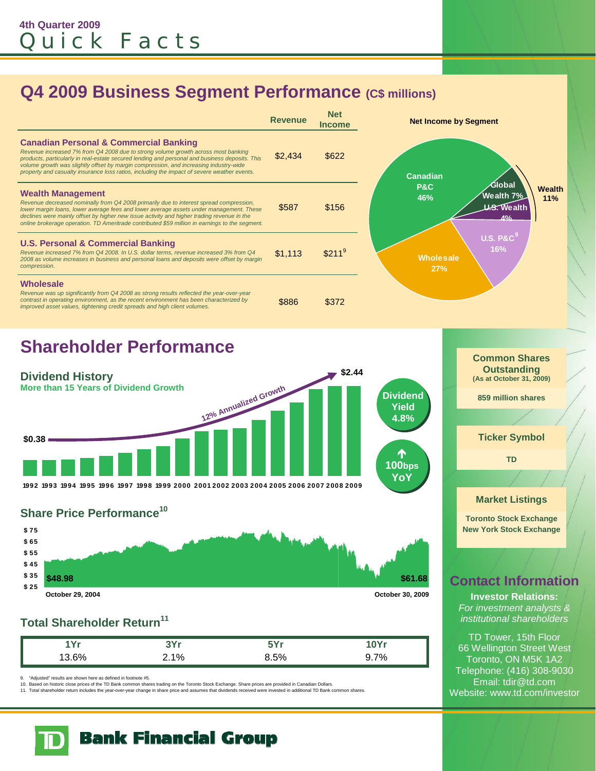**4th Quarter 2009**

# Quick Facts

## Q4 2009 Business Segment Performance (C$ millions)

| | Revenue | Net Income |
|---|---|---|
| **Canadian Personal & Commercial Banking**<br>*Revenue increased 7% from Q4 2008 due to strong volume growth across most banking products, particularly in real-estate secured lending and personal and business deposits. This volume growth was slightly offset by margin compression, and increasing industry-wide property and casualty insurance loss ratios, including the impact of severe weather events.* | $2,434 | $622 |
| **Wealth Management**<br>*Revenue decreased nominally from Q4 2008 primarily due to interest spread compression, lower margin loans, lower average fees and lower average assets under management. These declines were mainly offset by higher new issue activity and higher trading revenue in the online brokerage operation. TD Ameritrade contributed $59 million in earnings to the segment.* | $587 | $156 |
| **U.S. Personal & Commercial Banking**<br>*Revenue increased 7% from Q4 2008. In U.S. dollar terms, revenue increased 3% from Q4 2008 as volume increases in business and personal loans and deposits were offset by margin compression.* | $1,113 | $211[9] |
| **Wholesale**<br>*Revenue was up significantly from Q4 2008 as strong results reflected the year-over-year contrast in operating environment, as the recent environment has been characterized by improved asset values, tightening credit spreads and high client volumes.* | $886 | $372 |

**Net Income by Segment**

Canadian P&C 46%
Global Wealth 7%
U.S. Wealth 4%
Wealth 11%
U.S. P&C[9] 16%
Wholesale 27%

## Shareholder Performance

### Dividend History

More than 15 Years of Dividend Growth

$0.38
12% Annualized Growth
$2.44

1992 1993 1994 1995 1996 1997 1998 1999 2000 2001 2002 2003 2004 2005 2006 2007 2008 2009

Dividend Yield 4.8%

100bps YoY

### Share Price Performance[10]

$75
$65
$55
$45
$35
$25

$48.98
$61.68

October 29, 2004
October 30, 2009

### Total Shareholder Return[11]

| 1Yr | 3Yr | 5Yr | 10Yr |
|---|---|---|---|
| 13.6% | 2.1% | 8.5% | 9.7% |

9. "Adjusted" results are shown here as defined in footnote #5.
10. Based on historic close prices of the TD Bank common shares trading on the Toronto Stock Exchange. Share prices are provided in Canadian Dollars.
11. Total shareholder return includes the year-over-year change in share price and assumes that dividends received were invested in additional TD Bank common shares.

**Common Shares Outstanding**
(As at October 31, 2009)

859 million shares

**Ticker Symbol**

TD

**Market Listings**

Toronto Stock Exchange
New York Stock Exchange

## Contact Information

**Investor Relations:**
*For investment analysts & institutional shareholders*

TD Tower, 15th Floor
66 Wellington Street West
Toronto, ON M5K 1A2
Telephone: (416) 308-9030
Email: tdir@td.com
Website: www.td.com/investor

**TD Bank Financial Group**